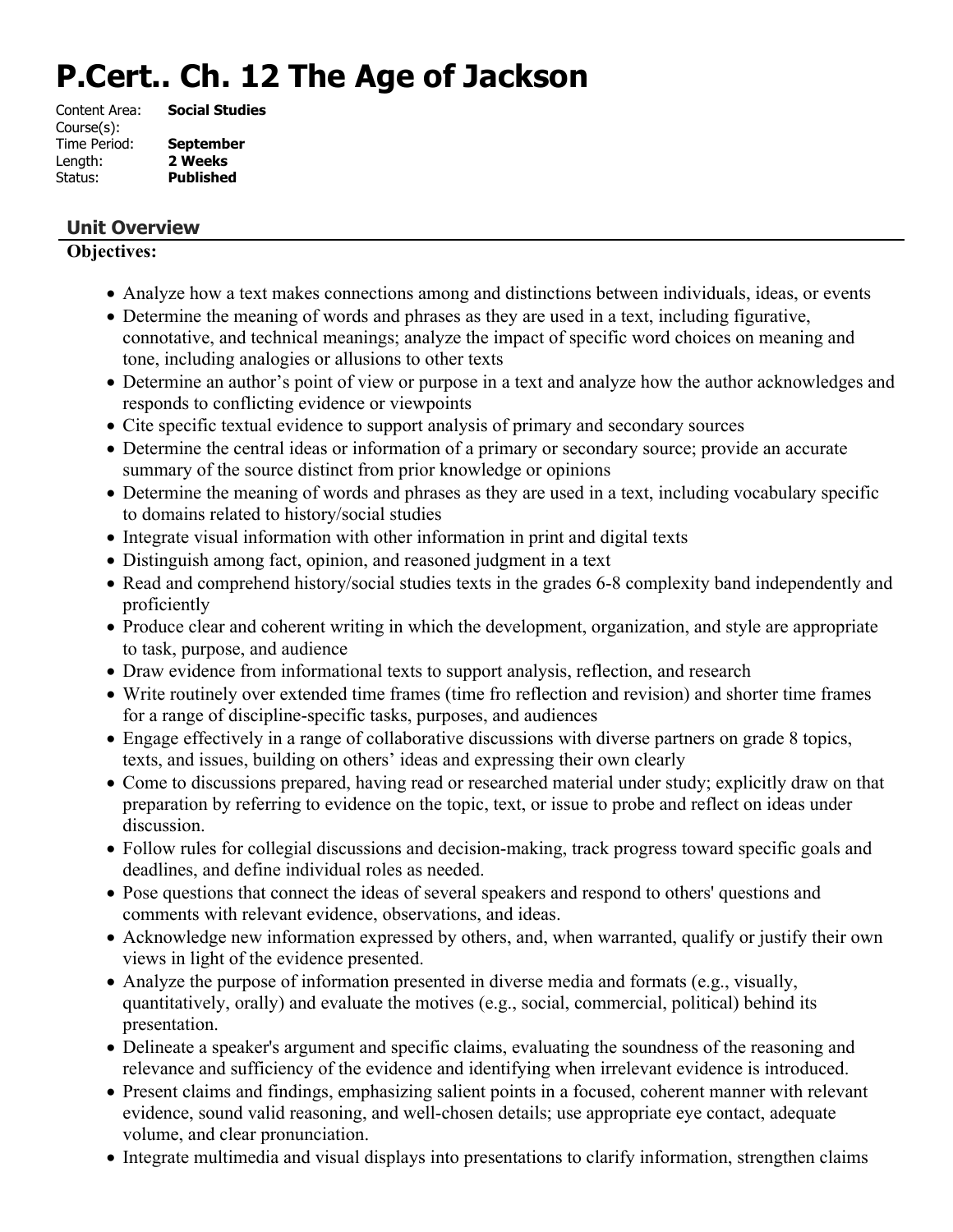# P.Cert.. Ch. 12 The Age of Jackson

Content Area: **Social Studies**
Course(s):
Time Period: **September**
Length: **2 Weeks**
Status: **Published**

## Unit Overview

**Objectives:**

- Analyze how a text makes connections among and distinctions between individuals, ideas, or events
- Determine the meaning of words and phrases as they are used in a text, including figurative, connotative, and technical meanings; analyze the impact of specific word choices on meaning and tone, including analogies or allusions to other texts
- Determine an author's point of view or purpose in a text and analyze how the author acknowledges and responds to conflicting evidence or viewpoints
- Cite specific textual evidence to support analysis of primary and secondary sources
- Determine the central ideas or information of a primary or secondary source; provide an accurate summary of the source distinct from prior knowledge or opinions
- Determine the meaning of words and phrases as they are used in a text, including vocabulary specific to domains related to history/social studies
- Integrate visual information with other information in print and digital texts
- Distinguish among fact, opinion, and reasoned judgment in a text
- Read and comprehend history/social studies texts in the grades 6-8 complexity band independently and proficiently
- Produce clear and coherent writing in which the development, organization, and style are appropriate to task, purpose, and audience
- Draw evidence from informational texts to support analysis, reflection, and research
- Write routinely over extended time frames (time fro reflection and revision) and shorter time frames for a range of discipline-specific tasks, purposes, and audiences
- Engage effectively in a range of collaborative discussions with diverse partners on grade 8 topics, texts, and issues, building on others' ideas and expressing their own clearly
- Come to discussions prepared, having read or researched material under study; explicitly draw on that preparation by referring to evidence on the topic, text, or issue to probe and reflect on ideas under discussion.
- Follow rules for collegial discussions and decision-making, track progress toward specific goals and deadlines, and define individual roles as needed.
- Pose questions that connect the ideas of several speakers and respond to others' questions and comments with relevant evidence, observations, and ideas.
- Acknowledge new information expressed by others, and, when warranted, qualify or justify their own views in light of the evidence presented.
- Analyze the purpose of information presented in diverse media and formats (e.g., visually, quantitatively, orally) and evaluate the motives (e.g., social, commercial, political) behind its presentation.
- Delineate a speaker's argument and specific claims, evaluating the soundness of the reasoning and relevance and sufficiency of the evidence and identifying when irrelevant evidence is introduced.
- Present claims and findings, emphasizing salient points in a focused, coherent manner with relevant evidence, sound valid reasoning, and well-chosen details; use appropriate eye contact, adequate volume, and clear pronunciation.
- Integrate multimedia and visual displays into presentations to clarify information, strengthen claims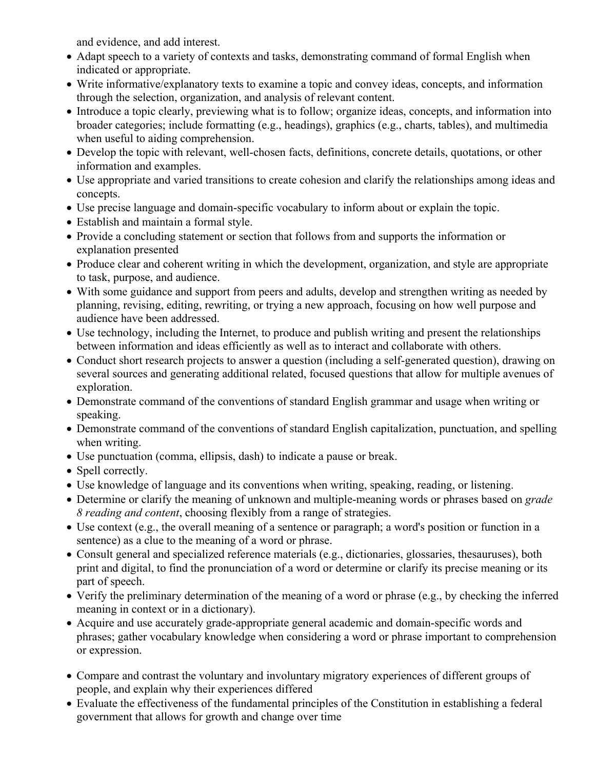and evidence, and add interest.

- Adapt speech to a variety of contexts and tasks, demonstrating command of formal English when indicated or appropriate.
- Write informative/explanatory texts to examine a topic and convey ideas, concepts, and information through the selection, organization, and analysis of relevant content.
- Introduce a topic clearly, previewing what is to follow; organize ideas, concepts, and information into broader categories; include formatting (e.g., headings), graphics (e.g., charts, tables), and multimedia when useful to aiding comprehension.
- Develop the topic with relevant, well-chosen facts, definitions, concrete details, quotations, or other information and examples.
- Use appropriate and varied transitions to create cohesion and clarify the relationships among ideas and concepts.
- Use precise language and domain-specific vocabulary to inform about or explain the topic.
- Establish and maintain a formal style.
- Provide a concluding statement or section that follows from and supports the information or explanation presented
- Produce clear and coherent writing in which the development, organization, and style are appropriate to task, purpose, and audience.
- With some guidance and support from peers and adults, develop and strengthen writing as needed by planning, revising, editing, rewriting, or trying a new approach, focusing on how well purpose and audience have been addressed.
- Use technology, including the Internet, to produce and publish writing and present the relationships between information and ideas efficiently as well as to interact and collaborate with others.
- Conduct short research projects to answer a question (including a self-generated question), drawing on several sources and generating additional related, focused questions that allow for multiple avenues of exploration.
- Demonstrate command of the conventions of standard English grammar and usage when writing or speaking.
- Demonstrate command of the conventions of standard English capitalization, punctuation, and spelling when writing.
- Use punctuation (comma, ellipsis, dash) to indicate a pause or break.
- Spell correctly.
- Use knowledge of language and its conventions when writing, speaking, reading, or listening.
- Determine or clarify the meaning of unknown and multiple-meaning words or phrases based on *grade 8 reading and content*, choosing flexibly from a range of strategies.
- Use context (e.g., the overall meaning of a sentence or paragraph; a word's position or function in a sentence) as a clue to the meaning of a word or phrase.
- Consult general and specialized reference materials (e.g., dictionaries, glossaries, thesauruses), both print and digital, to find the pronunciation of a word or determine or clarify its precise meaning or its part of speech.
- Verify the preliminary determination of the meaning of a word or phrase (e.g., by checking the inferred meaning in context or in a dictionary).
- Acquire and use accurately grade-appropriate general academic and domain-specific words and phrases; gather vocabulary knowledge when considering a word or phrase important to comprehension or expression.

- Compare and contrast the voluntary and involuntary migratory experiences of different groups of people, and explain why their experiences differed
- Evaluate the effectiveness of the fundamental principles of the Constitution in establishing a federal government that allows for growth and change over time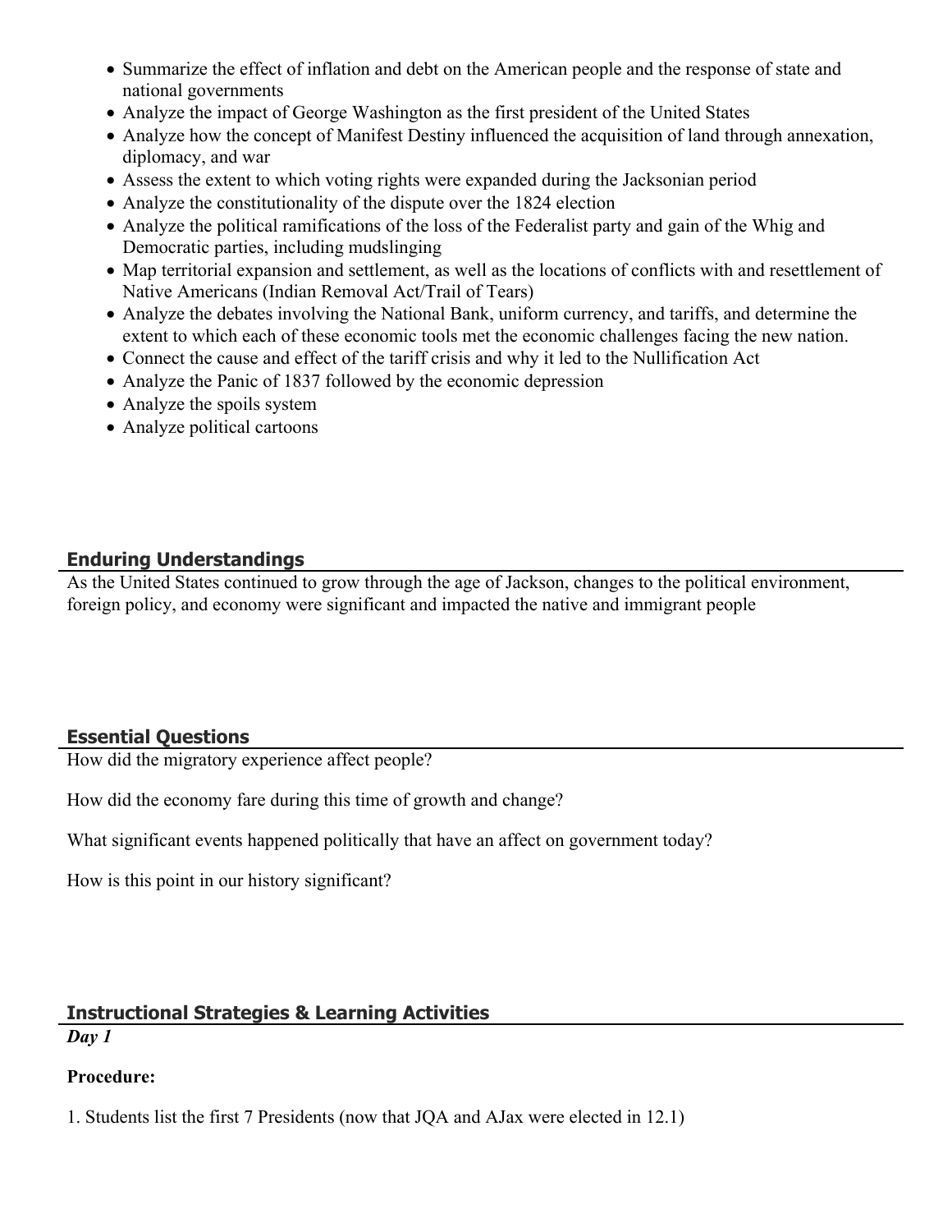- Summarize the effect of inflation and debt on the American people and the response of state and national governments
- Analyze the impact of George Washington as the first president of the United States
- Analyze how the concept of Manifest Destiny influenced the acquisition of land through annexation, diplomacy, and war
- Assess the extent to which voting rights were expanded during the Jacksonian period
- Analyze the constitutionality of the dispute over the 1824 election
- Analyze the political ramifications of the loss of the Federalist party and gain of the Whig and Democratic parties, including mudslinging
- Map territorial expansion and settlement, as well as the locations of conflicts with and resettlement of Native Americans (Indian Removal Act/Trail of Tears)
- Analyze the debates involving the National Bank, uniform currency, and tariffs, and determine the extent to which each of these economic tools met the economic challenges facing the new nation.
- Connect the cause and effect of the tariff crisis and why it led to the Nullification Act
- Analyze the Panic of 1837 followed by the economic depression
- Analyze the spoils system
- Analyze political cartoons

## Enduring Understandings

As the United States continued to grow through the age of Jackson, changes to the political environment, foreign policy, and economy were significant and impacted the native and immigrant people

## Essential Questions

How did the migratory experience affect people?

How did the economy fare during this time of growth and change?

What significant events happened politically that have an affect on government today?

How is this point in our history significant?

## Instructional Strategies & Learning Activities

***Day 1***

**Procedure:**

1. Students list the first 7 Presidents (now that JQA and AJax were elected in 12.1)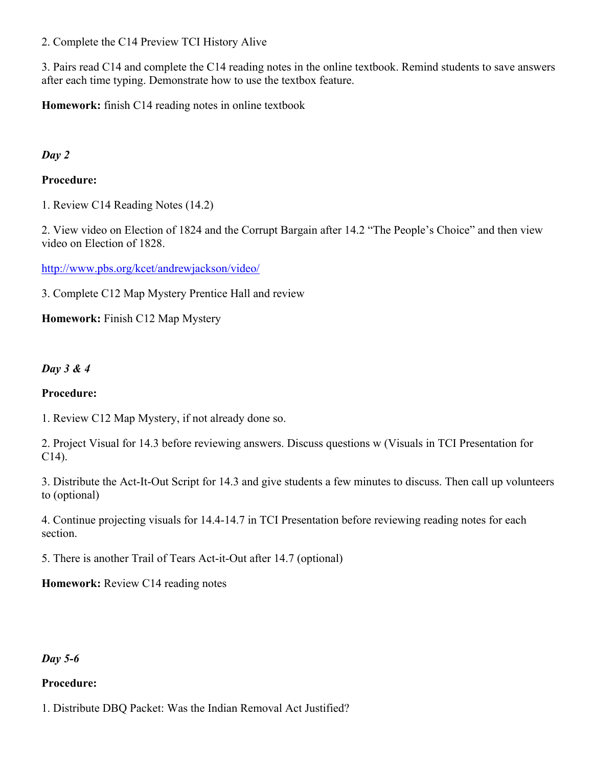2. Complete the C14 Preview TCI History Alive

3. Pairs read C14 and complete the C14 reading notes in the online textbook. Remind students to save answers after each time typing. Demonstrate how to use the textbox feature.

**Homework:** finish C14 reading notes in online textbook

***Day 2***

**Procedure:**

1. Review C14 Reading Notes (14.2)

2. View video on Election of 1824 and the Corrupt Bargain after 14.2 “The People’s Choice” and then view video on Election of 1828.

http://www.pbs.org/kcet/andrewjackson/video/

3. Complete C12 Map Mystery Prentice Hall and review

**Homework:** Finish C12 Map Mystery

***Day 3 & 4***

**Procedure:**

1. Review C12 Map Mystery, if not already done so.

2. Project Visual for 14.3 before reviewing answers. Discuss questions w (Visuals in TCI Presentation for C14).

3. Distribute the Act-It-Out Script for 14.3 and give students a few minutes to discuss. Then call up volunteers to (optional)

4. Continue projecting visuals for 14.4-14.7 in TCI Presentation before reviewing reading notes for each section.

5. There is another Trail of Tears Act-it-Out after 14.7 (optional)

**Homework:** Review C14 reading notes

***Day 5-6***

**Procedure:**

1. Distribute DBQ Packet: Was the Indian Removal Act Justified?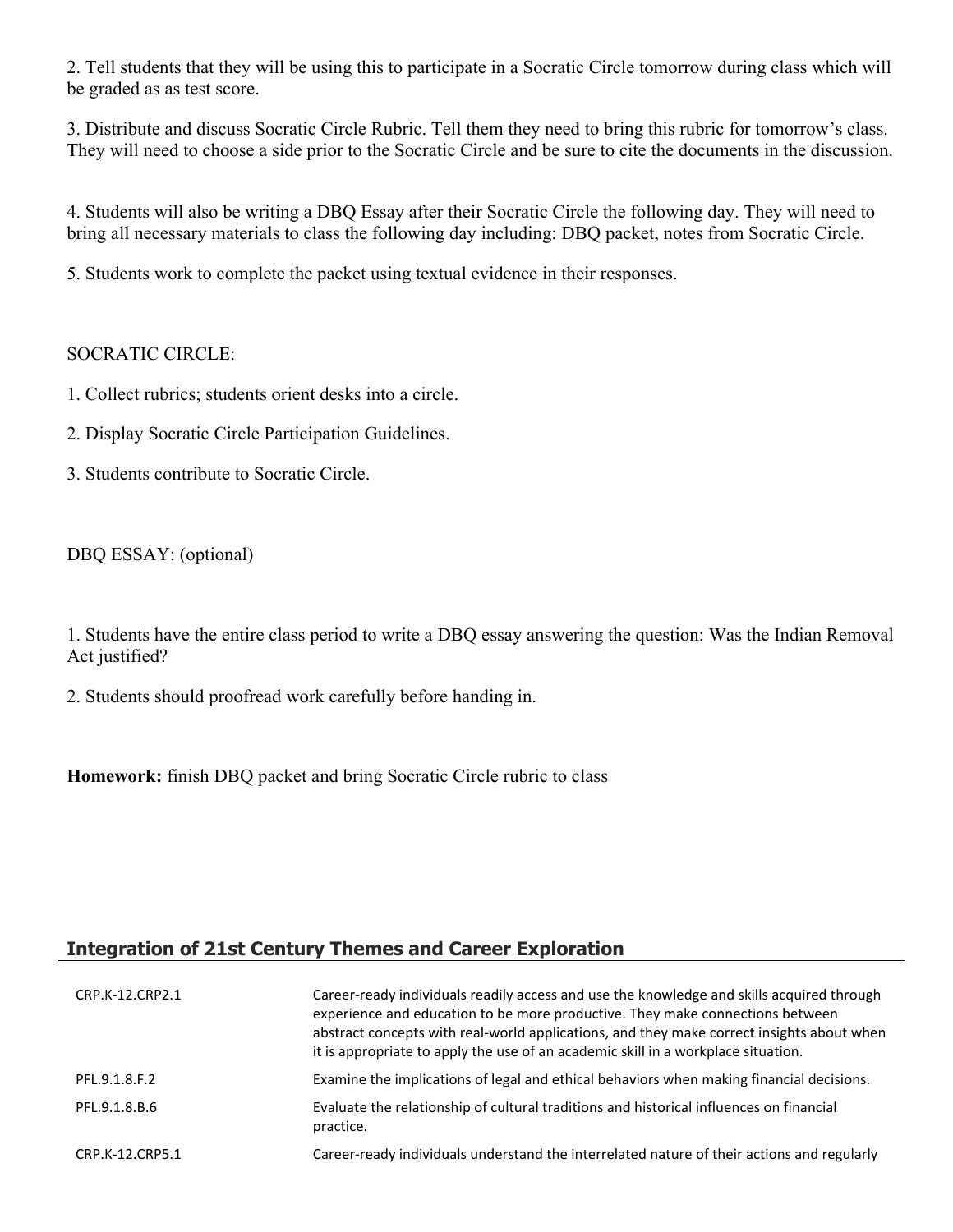2. Tell students that they will be using this to participate in a Socratic Circle tomorrow during class which will be graded as as test score.

3. Distribute and discuss Socratic Circle Rubric. Tell them they need to bring this rubric for tomorrow's class. They will need to choose a side prior to the Socratic Circle and be sure to cite the documents in the discussion.

4. Students will also be writing a DBQ Essay after their Socratic Circle the following day. They will need to bring all necessary materials to class the following day including: DBQ packet, notes from Socratic Circle.

5. Students work to complete the packet using textual evidence in their responses.

SOCRATIC CIRCLE:

1. Collect rubrics; students orient desks into a circle.

2. Display Socratic Circle Participation Guidelines.

3. Students contribute to Socratic Circle.

DBQ ESSAY: (optional)

1. Students have the entire class period to write a DBQ essay answering the question: Was the Indian Removal Act justified?

2. Students should proofread work carefully before handing in.

**Homework:** finish DBQ packet and bring Socratic Circle rubric to class

## Integration of 21st Century Themes and Career Exploration

| | |
|---|---|
| CRP.K-12.CRP2.1 | Career-ready individuals readily access and use the knowledge and skills acquired through experience and education to be more productive. They make connections between abstract concepts with real-world applications, and they make correct insights about when it is appropriate to apply the use of an academic skill in a workplace situation. |
| PFL.9.1.8.F.2 | Examine the implications of legal and ethical behaviors when making financial decisions. |
| PFL.9.1.8.B.6 | Evaluate the relationship of cultural traditions and historical influences on financial practice. |
| CRP.K-12.CRP5.1 | Career-ready individuals understand the interrelated nature of their actions and regularly |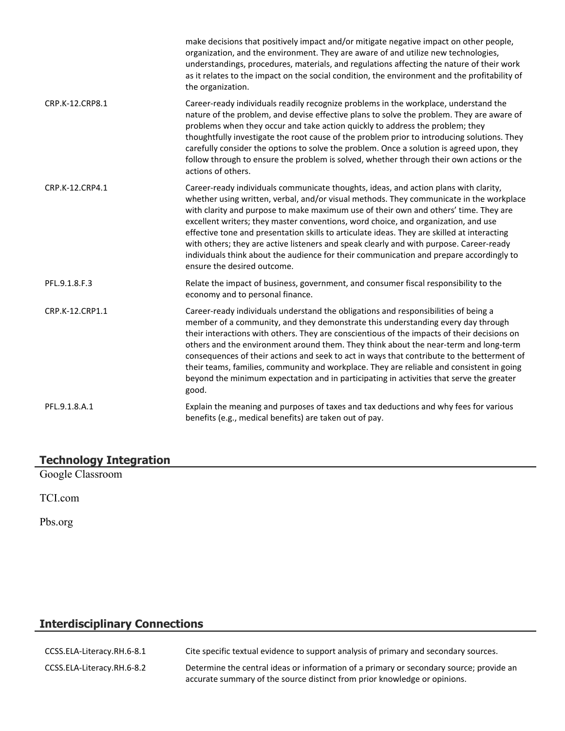| | |
|---|---|
| | make decisions that positively impact and/or mitigate negative impact on other people, organization, and the environment. They are aware of and utilize new technologies, understandings, procedures, materials, and regulations affecting the nature of their work as it relates to the impact on the social condition, the environment and the profitability of the organization. |
| CRP.K-12.CRP8.1 | Career-ready individuals readily recognize problems in the workplace, understand the nature of the problem, and devise effective plans to solve the problem. They are aware of problems when they occur and take action quickly to address the problem; they thoughtfully investigate the root cause of the problem prior to introducing solutions. They carefully consider the options to solve the problem. Once a solution is agreed upon, they follow through to ensure the problem is solved, whether through their own actions or the actions of others. |
| CRP.K-12.CRP4.1 | Career-ready individuals communicate thoughts, ideas, and action plans with clarity, whether using written, verbal, and/or visual methods. They communicate in the workplace with clarity and purpose to make maximum use of their own and others' time. They are excellent writers; they master conventions, word choice, and organization, and use effective tone and presentation skills to articulate ideas. They are skilled at interacting with others; they are active listeners and speak clearly and with purpose. Career-ready individuals think about the audience for their communication and prepare accordingly to ensure the desired outcome. |
| PFL.9.1.8.F.3 | Relate the impact of business, government, and consumer fiscal responsibility to the economy and to personal finance. |
| CRP.K-12.CRP1.1 | Career-ready individuals understand the obligations and responsibilities of being a member of a community, and they demonstrate this understanding every day through their interactions with others. They are conscientious of the impacts of their decisions on others and the environment around them. They think about the near-term and long-term consequences of their actions and seek to act in ways that contribute to the betterment of their teams, families, community and workplace. They are reliable and consistent in going beyond the minimum expectation and in participating in activities that serve the greater good. |
| PFL.9.1.8.A.1 | Explain the meaning and purposes of taxes and tax deductions and why fees for various benefits (e.g., medical benefits) are taken out of pay. |

## Technology Integration

Google Classroom

TCI.com

Pbs.org

## Interdisciplinary Connections

| | |
|---|---|
| CCSS.ELA-Literacy.RH.6-8.1 | Cite specific textual evidence to support analysis of primary and secondary sources. |
| CCSS.ELA-Literacy.RH.6-8.2 | Determine the central ideas or information of a primary or secondary source; provide an accurate summary of the source distinct from prior knowledge or opinions. |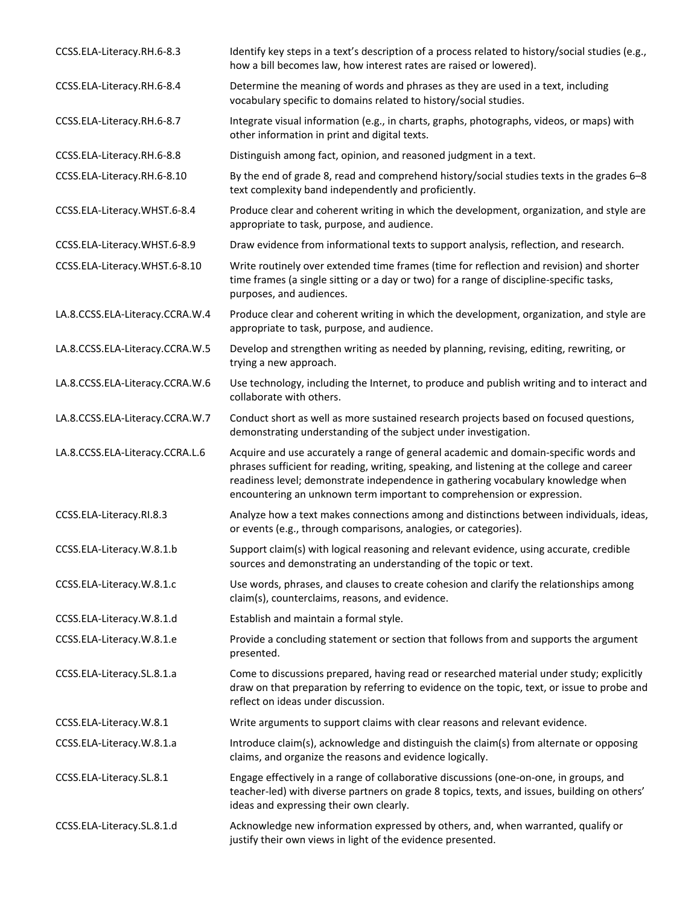| | |
|---|---|
| CCSS.ELA-Literacy.RH.6-8.3 | Identify key steps in a text's description of a process related to history/social studies (e.g., how a bill becomes law, how interest rates are raised or lowered). |
| CCSS.ELA-Literacy.RH.6-8.4 | Determine the meaning of words and phrases as they are used in a text, including vocabulary specific to domains related to history/social studies. |
| CCSS.ELA-Literacy.RH.6-8.7 | Integrate visual information (e.g., in charts, graphs, photographs, videos, or maps) with other information in print and digital texts. |
| CCSS.ELA-Literacy.RH.6-8.8 | Distinguish among fact, opinion, and reasoned judgment in a text. |
| CCSS.ELA-Literacy.RH.6-8.10 | By the end of grade 8, read and comprehend history/social studies texts in the grades 6–8 text complexity band independently and proficiently. |
| CCSS.ELA-Literacy.WHST.6-8.4 | Produce clear and coherent writing in which the development, organization, and style are appropriate to task, purpose, and audience. |
| CCSS.ELA-Literacy.WHST.6-8.9 | Draw evidence from informational texts to support analysis, reflection, and research. |
| CCSS.ELA-Literacy.WHST.6-8.10 | Write routinely over extended time frames (time for reflection and revision) and shorter time frames (a single sitting or a day or two) for a range of discipline-specific tasks, purposes, and audiences. |
| LA.8.CCSS.ELA-Literacy.CCRA.W.4 | Produce clear and coherent writing in which the development, organization, and style are appropriate to task, purpose, and audience. |
| LA.8.CCSS.ELA-Literacy.CCRA.W.5 | Develop and strengthen writing as needed by planning, revising, editing, rewriting, or trying a new approach. |
| LA.8.CCSS.ELA-Literacy.CCRA.W.6 | Use technology, including the Internet, to produce and publish writing and to interact and collaborate with others. |
| LA.8.CCSS.ELA-Literacy.CCRA.W.7 | Conduct short as well as more sustained research projects based on focused questions, demonstrating understanding of the subject under investigation. |
| LA.8.CCSS.ELA-Literacy.CCRA.L.6 | Acquire and use accurately a range of general academic and domain-specific words and phrases sufficient for reading, writing, speaking, and listening at the college and career readiness level; demonstrate independence in gathering vocabulary knowledge when encountering an unknown term important to comprehension or expression. |
| CCSS.ELA-Literacy.RI.8.3 | Analyze how a text makes connections among and distinctions between individuals, ideas, or events (e.g., through comparisons, analogies, or categories). |
| CCSS.ELA-Literacy.W.8.1.b | Support claim(s) with logical reasoning and relevant evidence, using accurate, credible sources and demonstrating an understanding of the topic or text. |
| CCSS.ELA-Literacy.W.8.1.c | Use words, phrases, and clauses to create cohesion and clarify the relationships among claim(s), counterclaims, reasons, and evidence. |
| CCSS.ELA-Literacy.W.8.1.d | Establish and maintain a formal style. |
| CCSS.ELA-Literacy.W.8.1.e | Provide a concluding statement or section that follows from and supports the argument presented. |
| CCSS.ELA-Literacy.SL.8.1.a | Come to discussions prepared, having read or researched material under study; explicitly draw on that preparation by referring to evidence on the topic, text, or issue to probe and reflect on ideas under discussion. |
| CCSS.ELA-Literacy.W.8.1 | Write arguments to support claims with clear reasons and relevant evidence. |
| CCSS.ELA-Literacy.W.8.1.a | Introduce claim(s), acknowledge and distinguish the claim(s) from alternate or opposing claims, and organize the reasons and evidence logically. |
| CCSS.ELA-Literacy.SL.8.1 | Engage effectively in a range of collaborative discussions (one-on-one, in groups, and teacher-led) with diverse partners on grade 8 topics, texts, and issues, building on others' ideas and expressing their own clearly. |
| CCSS.ELA-Literacy.SL.8.1.d | Acknowledge new information expressed by others, and, when warranted, qualify or justify their own views in light of the evidence presented. |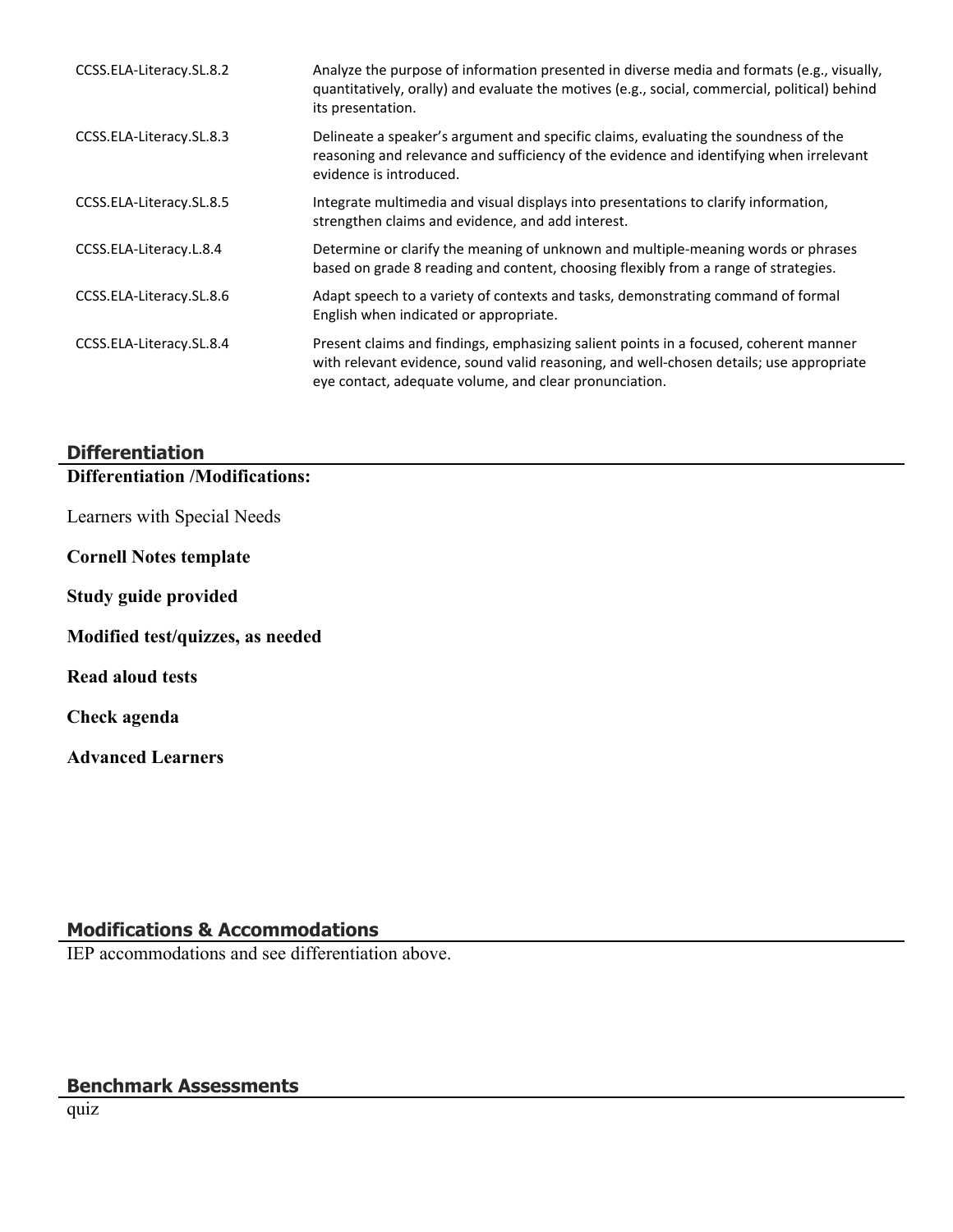| | |
|---|---|
| CCSS.ELA-Literacy.SL.8.2 | Analyze the purpose of information presented in diverse media and formats (e.g., visually, quantitatively, orally) and evaluate the motives (e.g., social, commercial, political) behind its presentation. |
| CCSS.ELA-Literacy.SL.8.3 | Delineate a speaker's argument and specific claims, evaluating the soundness of the reasoning and relevance and sufficiency of the evidence and identifying when irrelevant evidence is introduced. |
| CCSS.ELA-Literacy.SL.8.5 | Integrate multimedia and visual displays into presentations to clarify information, strengthen claims and evidence, and add interest. |
| CCSS.ELA-Literacy.L.8.4 | Determine or clarify the meaning of unknown and multiple-meaning words or phrases based on grade 8 reading and content, choosing flexibly from a range of strategies. |
| CCSS.ELA-Literacy.SL.8.6 | Adapt speech to a variety of contexts and tasks, demonstrating command of formal English when indicated or appropriate. |
| CCSS.ELA-Literacy.SL.8.4 | Present claims and findings, emphasizing salient points in a focused, coherent manner with relevant evidence, sound valid reasoning, and well-chosen details; use appropriate eye contact, adequate volume, and clear pronunciation. |

## Differentiation

**Differentiation /Modifications:**

Learners with Special Needs

**Cornell Notes template**

**Study guide provided**

**Modified test/quizzes, as needed**

**Read aloud tests**

**Check agenda**

**Advanced Learners**

## Modifications & Accommodations

IEP accommodations and see differentiation above.

## Benchmark Assessments

quiz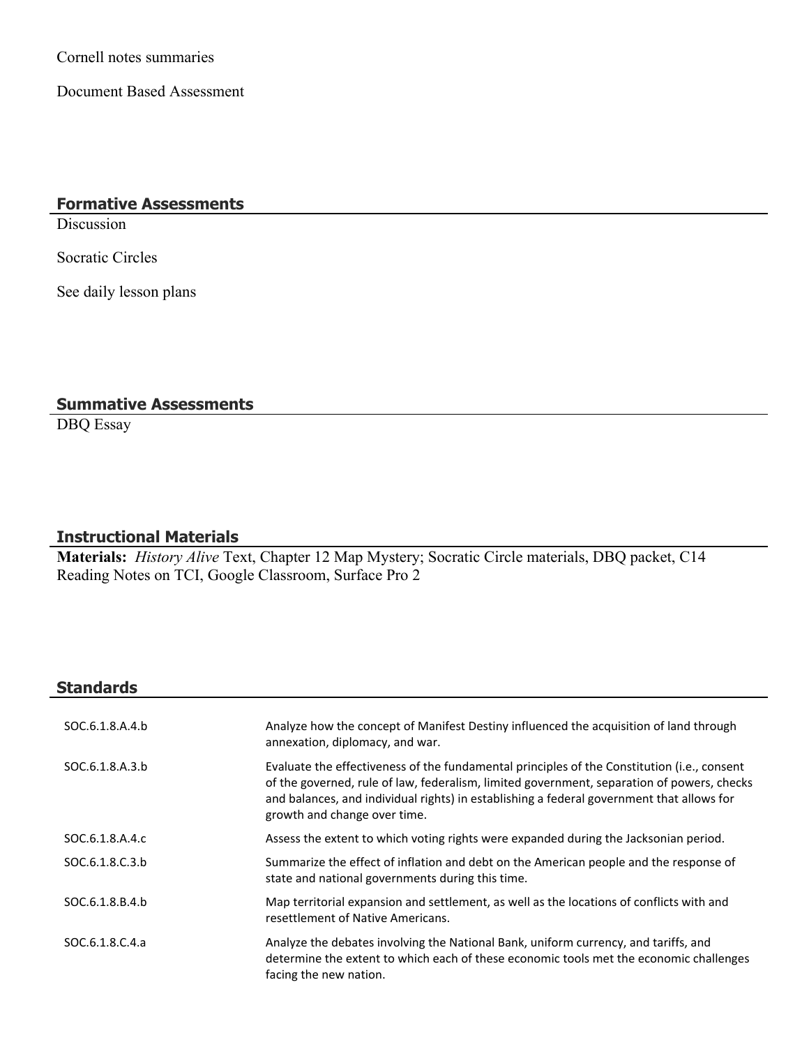Cornell notes summaries

Document Based Assessment

## Formative Assessments

Discussion

Socratic Circles

See daily lesson plans

## Summative Assessments

DBQ Essay

## Instructional Materials

**Materials:** *History Alive* Text, Chapter 12 Map Mystery; Socratic Circle materials, DBQ packet, C14 Reading Notes on TCI, Google Classroom, Surface Pro 2

## Standards

| | |
|---|---|
| SOC.6.1.8.A.4.b | Analyze how the concept of Manifest Destiny influenced the acquisition of land through annexation, diplomacy, and war. |
| SOC.6.1.8.A.3.b | Evaluate the effectiveness of the fundamental principles of the Constitution (i.e., consent of the governed, rule of law, federalism, limited government, separation of powers, checks and balances, and individual rights) in establishing a federal government that allows for growth and change over time. |
| SOC.6.1.8.A.4.c | Assess the extent to which voting rights were expanded during the Jacksonian period. |
| SOC.6.1.8.C.3.b | Summarize the effect of inflation and debt on the American people and the response of state and national governments during this time. |
| SOC.6.1.8.B.4.b | Map territorial expansion and settlement, as well as the locations of conflicts with and resettlement of Native Americans. |
| SOC.6.1.8.C.4.a | Analyze the debates involving the National Bank, uniform currency, and tariffs, and determine the extent to which each of these economic tools met the economic challenges facing the new nation. |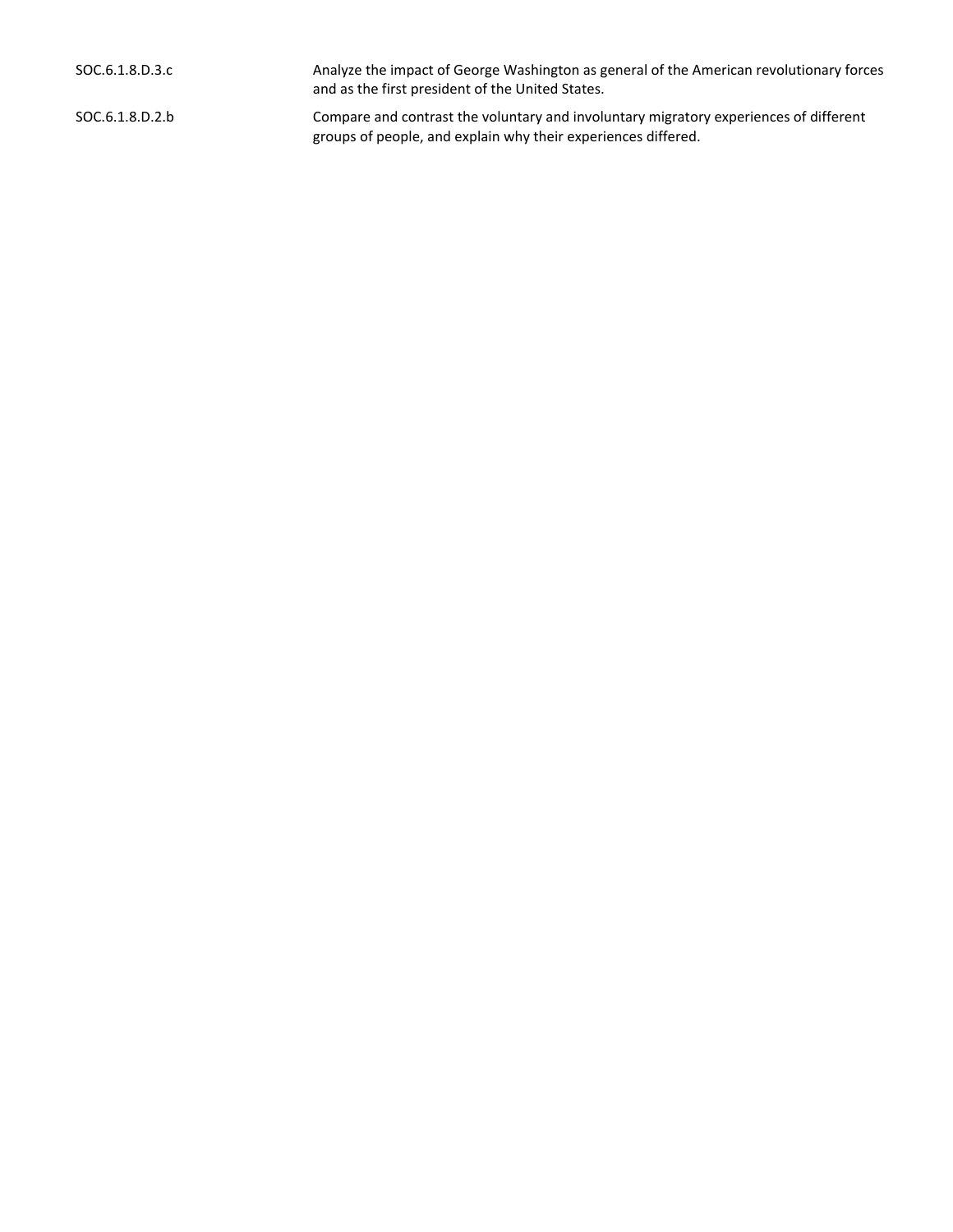| | |
|---|---|
| SOC.6.1.8.D.3.c | Analyze the impact of George Washington as general of the American revolutionary forces and as the first president of the United States. |
| SOC.6.1.8.D.2.b | Compare and contrast the voluntary and involuntary migratory experiences of different groups of people, and explain why their experiences differed. |